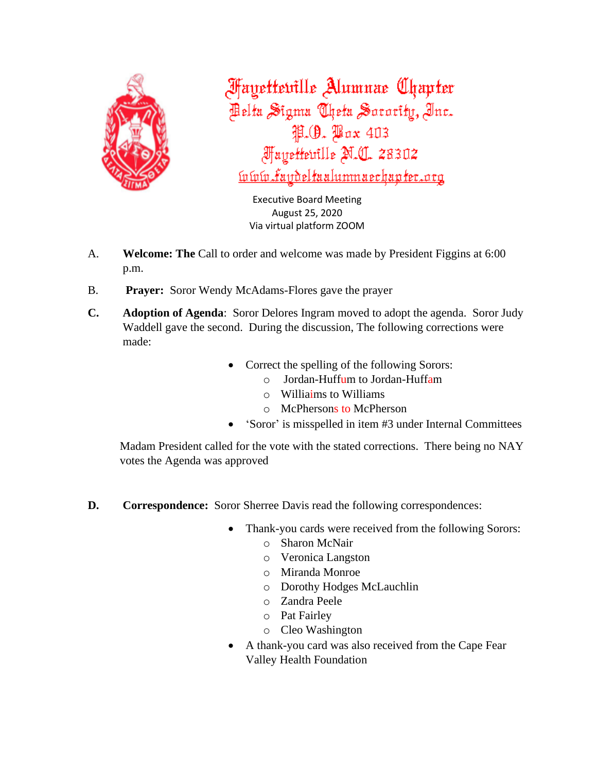# Fayetteville Alumnae Chapter

## Delta Sigma Theta Sorority, Inc.

P.O. Box 403

Fayetteville N.C. 28302

www.faydeltaalumnaechapter.org

Executive Board Meeting
August 25, 2020
Via virtual platform ZOOM

A. **Welcome: The** Call to order and welcome was made by President Figgins at 6:00 p.m.

B. **Prayer:** Soror Wendy McAdams-Flores gave the prayer

**C.** **Adoption of Agenda**: Soror Delores Ingram moved to adopt the agenda. Soror Judy Waddell gave the second. During the discussion, The following corrections were made:

- Correct the spelling of the following Sorors:
  - Jordan-Huffum to Jordan-Huffam
  - Williaims to Williams
  - McPhersons to McPherson
- 'Soror' is misspelled in item #3 under Internal Committees

Madam President called for the vote with the stated corrections. There being no NAY votes the Agenda was approved

**D.** **Correspondence:** Soror Sherree Davis read the following correspondences:

- Thank-you cards were received from the following Sorors:
  - Sharon McNair
  - Veronica Langston
  - Miranda Monroe
  - Dorothy Hodges McLauchlin
  - Zandra Peele
  - Pat Fairley
  - Cleo Washington
- A thank-you card was also received from the Cape Fear Valley Health Foundation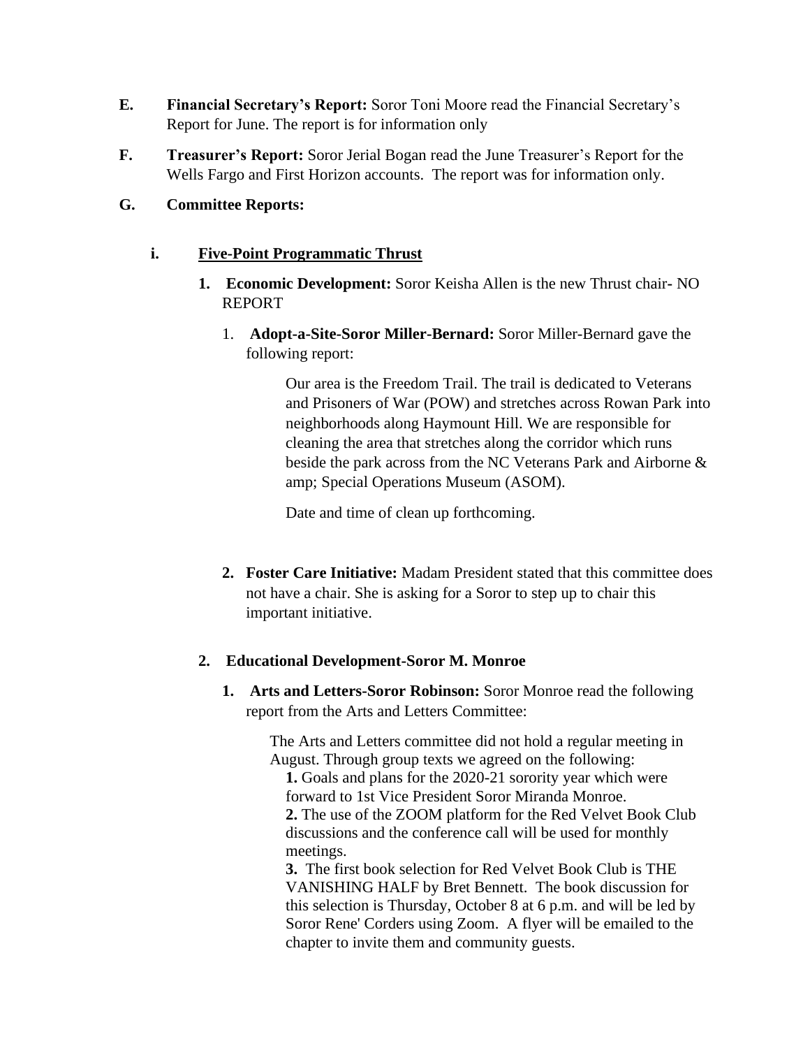**E. Financial Secretary's Report:** Soror Toni Moore read the Financial Secretary's Report for June. The report is for information only

**F. Treasurer's Report:** Soror Jerial Bogan read the June Treasurer's Report for the Wells Fargo and First Horizon accounts. The report was for information only.

**G. Committee Reports:**

**i. <u>Five-Point Programmatic Thrust</u>**

1. **Economic Development:** Soror Keisha Allen is the new Thrust chair**-** NO REPORT

    1. **Adopt-a-Site-Soror Miller-Bernard:** Soror Miller-Bernard gave the following report:

        > Our area is the Freedom Trail. The trail is dedicated to Veterans and Prisoners of War (POW) and stretches across Rowan Park into neighborhoods along Haymount Hill. We are responsible for cleaning the area that stretches along the corridor which runs beside the park across from the NC Veterans Park and Airborne & amp; Special Operations Museum (ASOM).
        >
        > Date and time of clean up forthcoming.

    2. **Foster Care Initiative:** Madam President stated that this committee does not have a chair. She is asking for a Soror to step up to chair this important initiative.

2. **Educational Development-Soror M. Monroe**

    1. **Arts and Letters-Soror Robinson:** Soror Monroe read the following report from the Arts and Letters Committee:

        > The Arts and Letters committee did not hold a regular meeting in August. Through group texts we agreed on the following:
        >
        > **1.** Goals and plans for the 2020-21 sorority year which were forward to 1st Vice President Soror Miranda Monroe.
        >
        > **2.** The use of the ZOOM platform for the Red Velvet Book Club discussions and the conference call will be used for monthly meetings.
        >
        > **3.** The first book selection for Red Velvet Book Club is THE VANISHING HALF by Bret Bennett. The book discussion for this selection is Thursday, October 8 at 6 p.m. and will be led by Soror Rene' Corders using Zoom. A flyer will be emailed to the chapter to invite them and community guests.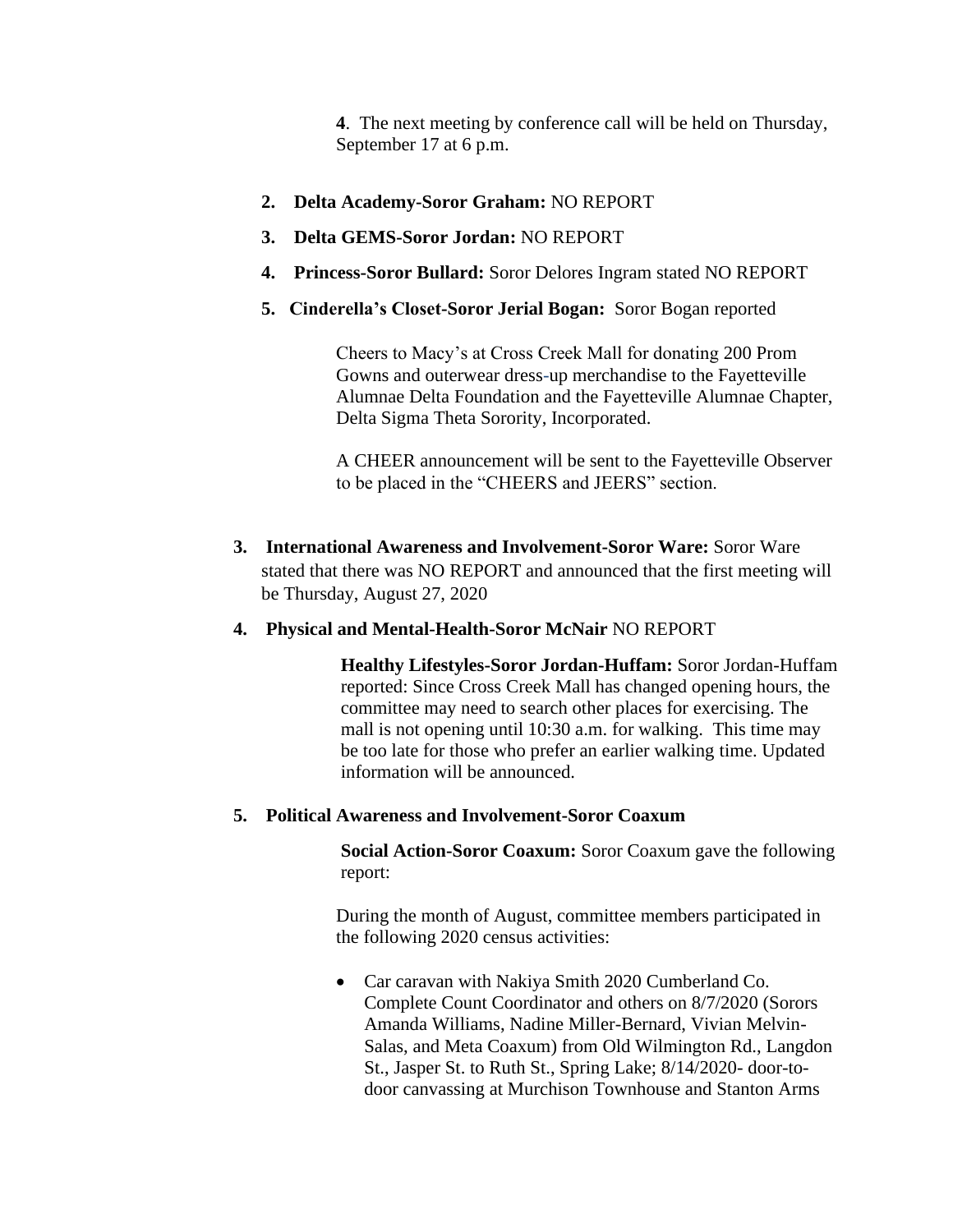**4**. The next meeting by conference call will be held on Thursday, September 17 at 6 p.m.

2. **Delta Academy-Soror Graham:** NO REPORT

3. **Delta GEMS-Soror Jordan:** NO REPORT

4. **Princess-Soror Bullard:** Soror Delores Ingram stated NO REPORT

5. **Cinderella's Closet-Soror Jerial Bogan:** Soror Bogan reported

   Cheers to Macy's at Cross Creek Mall for donating 200 Prom Gowns and outerwear dress-up merchandise to the Fayetteville Alumnae Delta Foundation and the Fayetteville Alumnae Chapter, Delta Sigma Theta Sorority, Incorporated.

   A CHEER announcement will be sent to the Fayetteville Observer to be placed in the "CHEERS and JEERS" section.

3. **International Awareness and Involvement-Soror Ware:** Soror Ware stated that there was NO REPORT and announced that the first meeting will be Thursday, August 27, 2020

4. **Physical and Mental-Health-Soror McNair** NO REPORT

   **Healthy Lifestyles-Soror Jordan-Huffam:** Soror Jordan-Huffam reported: Since Cross Creek Mall has changed opening hours, the committee may need to search other places for exercising. The mall is not opening until 10:30 a.m. for walking. This time may be too late for those who prefer an earlier walking time. Updated information will be announced.

5. **Political Awareness and Involvement-Soror Coaxum**

   **Social Action-Soror Coaxum:** Soror Coaxum gave the following report:

   During the month of August, committee members participated in the following 2020 census activities:

   - Car caravan with Nakiya Smith 2020 Cumberland Co. Complete Count Coordinator and others on 8/7/2020 (Sorors Amanda Williams, Nadine Miller-Bernard, Vivian Melvin-Salas, and Meta Coaxum) from Old Wilmington Rd., Langdon St., Jasper St. to Ruth St., Spring Lake; 8/14/2020- door-to-door canvassing at Murchison Townhouse and Stanton Arms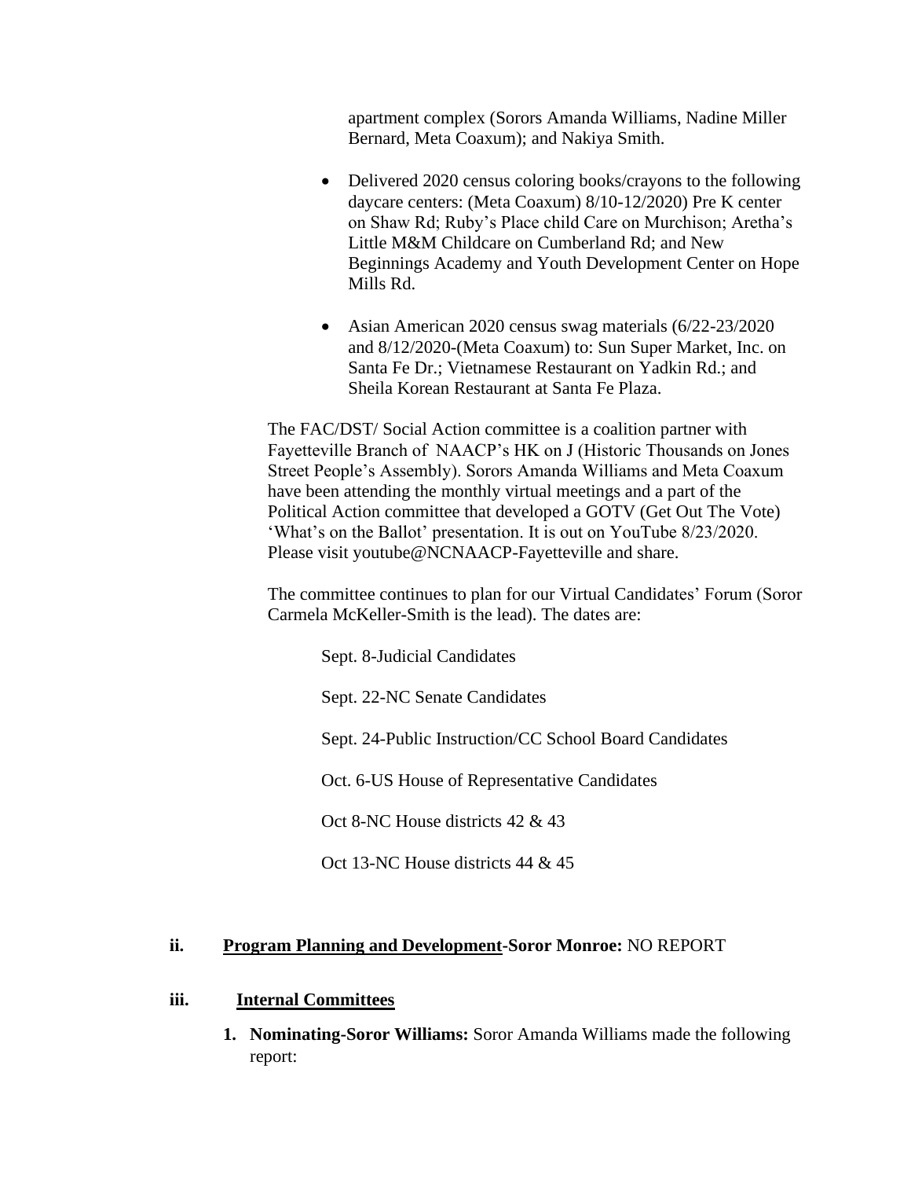apartment complex (Sorors Amanda Williams, Nadine Miller Bernard, Meta Coaxum); and Nakiya Smith.

- Delivered 2020 census coloring books/crayons to the following daycare centers: (Meta Coaxum) 8/10-12/2020) Pre K center on Shaw Rd; Ruby's Place child Care on Murchison; Aretha's Little M&M Childcare on Cumberland Rd; and New Beginnings Academy and Youth Development Center on Hope Mills Rd.

- Asian American 2020 census swag materials (6/22-23/2020 and 8/12/2020-(Meta Coaxum) to: Sun Super Market, Inc. on Santa Fe Dr.; Vietnamese Restaurant on Yadkin Rd.; and Sheila Korean Restaurant at Santa Fe Plaza.

The FAC/DST/ Social Action committee is a coalition partner with Fayetteville Branch of NAACP's HK on J (Historic Thousands on Jones Street People's Assembly). Sorors Amanda Williams and Meta Coaxum have been attending the monthly virtual meetings and a part of the Political Action committee that developed a GOTV (Get Out The Vote) 'What's on the Ballot' presentation. It is out on YouTube 8/23/2020. Please visit youtube@NCNAACP-Fayetteville and share.

The committee continues to plan for our Virtual Candidates' Forum (Soror Carmela McKeller-Smith is the lead). The dates are:

Sept. 8-Judicial Candidates

Sept. 22-NC Senate Candidates

Sept. 24-Public Instruction/CC School Board Candidates

Oct. 6-US House of Representative Candidates

Oct 8-NC House districts 42 & 43

Oct 13-NC House districts 44 & 45

**ii. <u>Program Planning and Development</u>-Soror Monroe:** NO REPORT

**iii. <u>Internal Committees</u>**

1. **Nominating-Soror Williams:** Soror Amanda Williams made the following report: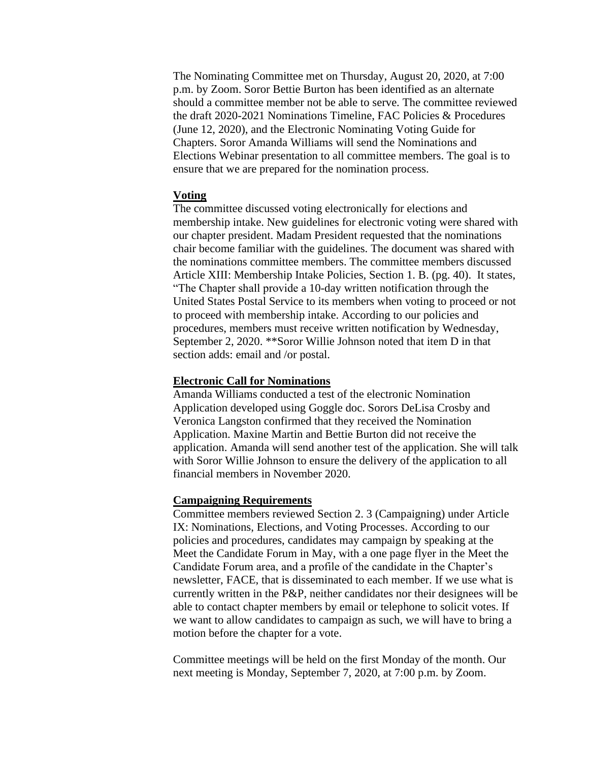The Nominating Committee met on Thursday, August 20, 2020, at 7:00 p.m. by Zoom. Soror Bettie Burton has been identified as an alternate should a committee member not be able to serve. The committee reviewed the draft 2020-2021 Nominations Timeline, FAC Policies & Procedures (June 12, 2020), and the Electronic Nominating Voting Guide for Chapters. Soror Amanda Williams will send the Nominations and Elections Webinar presentation to all committee members. The goal is to ensure that we are prepared for the nomination process.

**Voting**

The committee discussed voting electronically for elections and membership intake. New guidelines for electronic voting were shared with our chapter president. Madam President requested that the nominations chair become familiar with the guidelines. The document was shared with the nominations committee members. The committee members discussed Article XIII: Membership Intake Policies, Section 1. B. (pg. 40). It states, "The Chapter shall provide a 10-day written notification through the United States Postal Service to its members when voting to proceed or not to proceed with membership intake. According to our policies and procedures, members must receive written notification by Wednesday, September 2, 2020. **Soror Willie Johnson noted that item D in that section adds: email and /or postal.

**Electronic Call for Nominations**

Amanda Williams conducted a test of the electronic Nomination Application developed using Goggle doc. Sorors DeLisa Crosby and Veronica Langston confirmed that they received the Nomination Application. Maxine Martin and Bettie Burton did not receive the application. Amanda will send another test of the application. She will talk with Soror Willie Johnson to ensure the delivery of the application to all financial members in November 2020.

**Campaigning Requirements**

Committee members reviewed Section 2. 3 (Campaigning) under Article IX: Nominations, Elections, and Voting Processes. According to our policies and procedures, candidates may campaign by speaking at the Meet the Candidate Forum in May, with a one page flyer in the Meet the Candidate Forum area, and a profile of the candidate in the Chapter's newsletter, FACE, that is disseminated to each member. If we use what is currently written in the P&P, neither candidates nor their designees will be able to contact chapter members by email or telephone to solicit votes. If we want to allow candidates to campaign as such, we will have to bring a motion before the chapter for a vote.

Committee meetings will be held on the first Monday of the month. Our next meeting is Monday, September 7, 2020, at 7:00 p.m. by Zoom.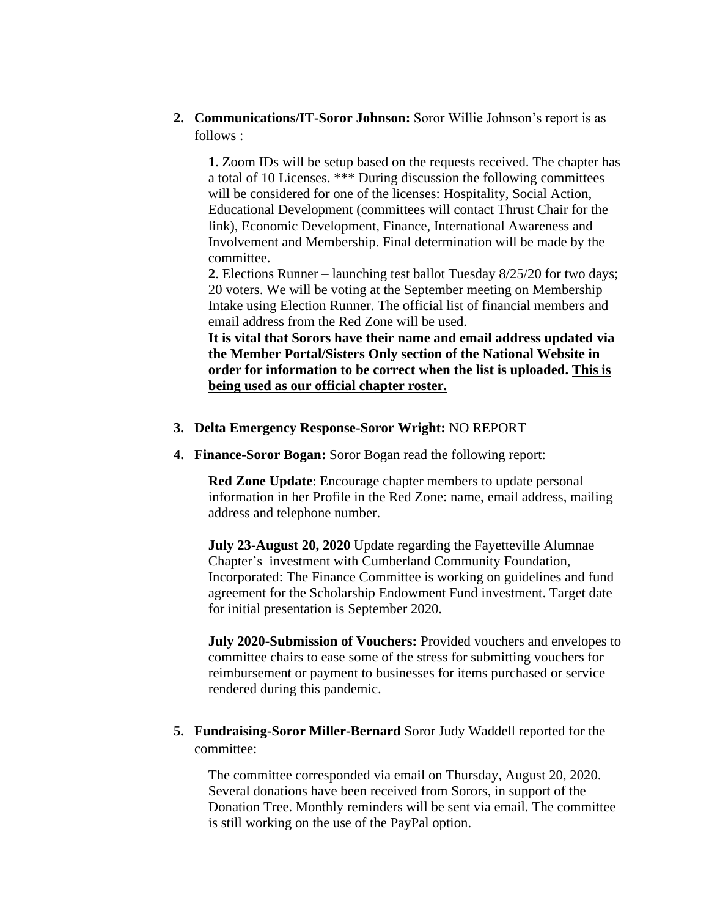2. **Communications/IT-Soror Johnson:** Soror Willie Johnson's report is as follows :

   **1**. Zoom IDs will be setup based on the requests received. The chapter has a total of 10 Licenses. *** During discussion the following committees will be considered for one of the licenses: Hospitality, Social Action, Educational Development (committees will contact Thrust Chair for the link), Economic Development, Finance, International Awareness and Involvement and Membership. Final determination will be made by the committee.
   **2**. Elections Runner – launching test ballot Tuesday 8/25/20 for two days; 20 voters. We will be voting at the September meeting on Membership Intake using Election Runner. The official list of financial members and email address from the Red Zone will be used.
   **It is vital that Sorors have their name and email address updated via the Member Portal/Sisters Only section of the National Website in order for information to be correct when the list is uploaded. <u>This is being used as our official chapter roster.</u>**

3. **Delta Emergency Response-Soror Wright:** NO REPORT

4. **Finance-Soror Bogan:** Soror Bogan read the following report:

   **Red Zone Update**: Encourage chapter members to update personal information in her Profile in the Red Zone: name, email address, mailing address and telephone number.

   **July 23-August 20, 2020** Update regarding the Fayetteville Alumnae Chapter's investment with Cumberland Community Foundation, Incorporated: The Finance Committee is working on guidelines and fund agreement for the Scholarship Endowment Fund investment. Target date for initial presentation is September 2020.

   **July 2020-Submission of Vouchers:** Provided vouchers and envelopes to committee chairs to ease some of the stress for submitting vouchers for reimbursement or payment to businesses for items purchased or service rendered during this pandemic.

5. **Fundraising-Soror Miller-Bernard** Soror Judy Waddell reported for the committee:

   The committee corresponded via email on Thursday, August 20, 2020. Several donations have been received from Sorors, in support of the Donation Tree. Monthly reminders will be sent via email. The committee is still working on the use of the PayPal option.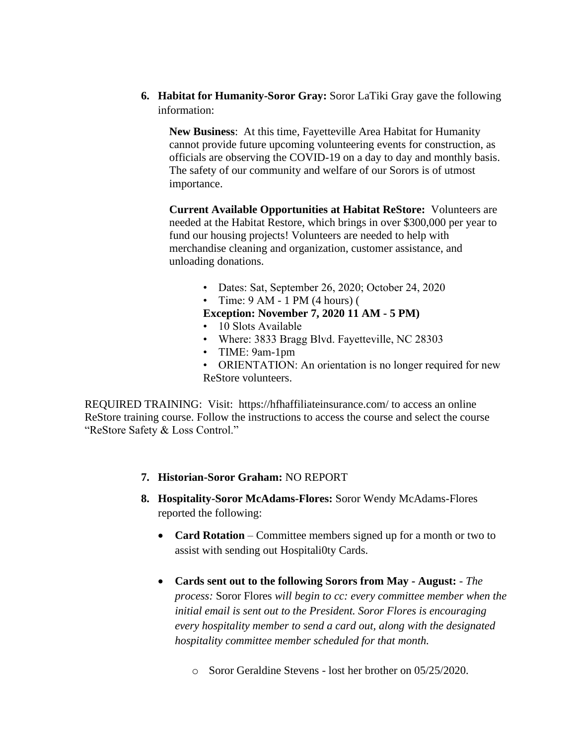6. **Habitat for Humanity-Soror Gray:** Soror LaTiki Gray gave the following information:

   **New Business**: At this time, Fayetteville Area Habitat for Humanity cannot provide future upcoming volunteering events for construction, as officials are observing the COVID-19 on a day to day and monthly basis. The safety of our community and welfare of our Sorors is of utmost importance.

   **Current Available Opportunities at Habitat ReStore:** Volunteers are needed at the Habitat Restore, which brings in over $300,000 per year to fund our housing projects! Volunteers are needed to help with merchandise cleaning and organization, customer assistance, and unloading donations.

   - Dates: Sat, September 26, 2020; October 24, 2020
   - Time: 9 AM - 1 PM (4 hours) (
     **Exception: November 7, 2020 11 AM - 5 PM)**
   - 10 Slots Available
   - Where: 3833 Bragg Blvd. Fayetteville, NC 28303
   - TIME: 9am-1pm
   - ORIENTATION: An orientation is no longer required for new ReStore volunteers.

REQUIRED TRAINING: Visit: https://hfhaffiliateinsurance.com/ to access an online ReStore training course. Follow the instructions to access the course and select the course "ReStore Safety & Loss Control."

7. **Historian-Soror Graham:** NO REPORT

8. **Hospitality-Soror McAdams-Flores:** Soror Wendy McAdams-Flores reported the following:

   - **Card Rotation** – Committee members signed up for a month or two to assist with sending out Hospitali0ty Cards.

   - **Cards sent out to the following Sorors from May - August:** - *The process:* Soror Flores *will begin to cc: every committee member when the initial email is sent out to the President. Soror Flores is encouraging every hospitality member to send a card out, along with the designated hospitality committee member scheduled for that month.*

     - Soror Geraldine Stevens - lost her brother on 05/25/2020.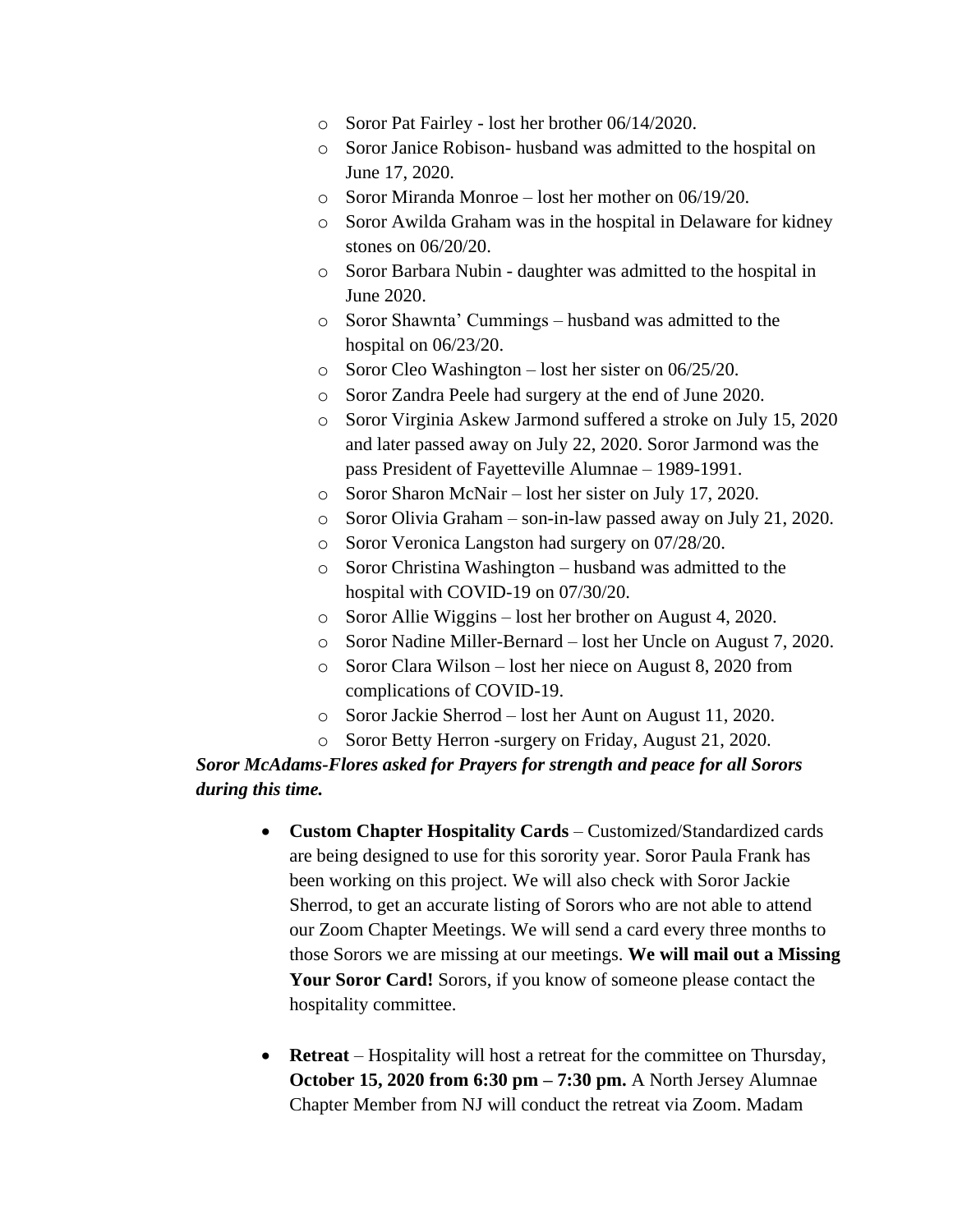- Soror Pat Fairley - lost her brother 06/14/2020.
  - Soror Janice Robison- husband was admitted to the hospital on June 17, 2020.
  - Soror Miranda Monroe – lost her mother on 06/19/20.
  - Soror Awilda Graham was in the hospital in Delaware for kidney stones on 06/20/20.
  - Soror Barbara Nubin - daughter was admitted to the hospital in June 2020.
  - Soror Shawnta' Cummings – husband was admitted to the hospital on 06/23/20.
  - Soror Cleo Washington – lost her sister on 06/25/20.
  - Soror Zandra Peele had surgery at the end of June 2020.
  - Soror Virginia Askew Jarmond suffered a stroke on July 15, 2020 and later passed away on July 22, 2020. Soror Jarmond was the pass President of Fayetteville Alumnae – 1989-1991.
  - Soror Sharon McNair – lost her sister on July 17, 2020.
  - Soror Olivia Graham – son-in-law passed away on July 21, 2020.
  - Soror Veronica Langston had surgery on 07/28/20.
  - Soror Christina Washington – husband was admitted to the hospital with COVID-19 on 07/30/20.
  - Soror Allie Wiggins – lost her brother on August 4, 2020.
  - Soror Nadine Miller-Bernard – lost her Uncle on August 7, 2020.
  - Soror Clara Wilson – lost her niece on August 8, 2020 from complications of COVID-19.
  - Soror Jackie Sherrod – lost her Aunt on August 11, 2020.
  - Soror Betty Herron -surgery on Friday, August 21, 2020.

***Soror McAdams-Flores asked for Prayers for strength and peace for all Sorors during this time.***

- **Custom Chapter Hospitality Cards** – Customized/Standardized cards are being designed to use for this sorority year. Soror Paula Frank has been working on this project. We will also check with Soror Jackie Sherrod, to get an accurate listing of Sorors who are not able to attend our Zoom Chapter Meetings. We will send a card every three months to those Sorors we are missing at our meetings. **We will mail out a Missing Your Soror Card!** Sorors, if you know of someone please contact the hospitality committee.

- **Retreat** – Hospitality will host a retreat for the committee on Thursday, **October 15, 2020 from 6:30 pm – 7:30 pm.** A North Jersey Alumnae Chapter Member from NJ will conduct the retreat via Zoom. Madam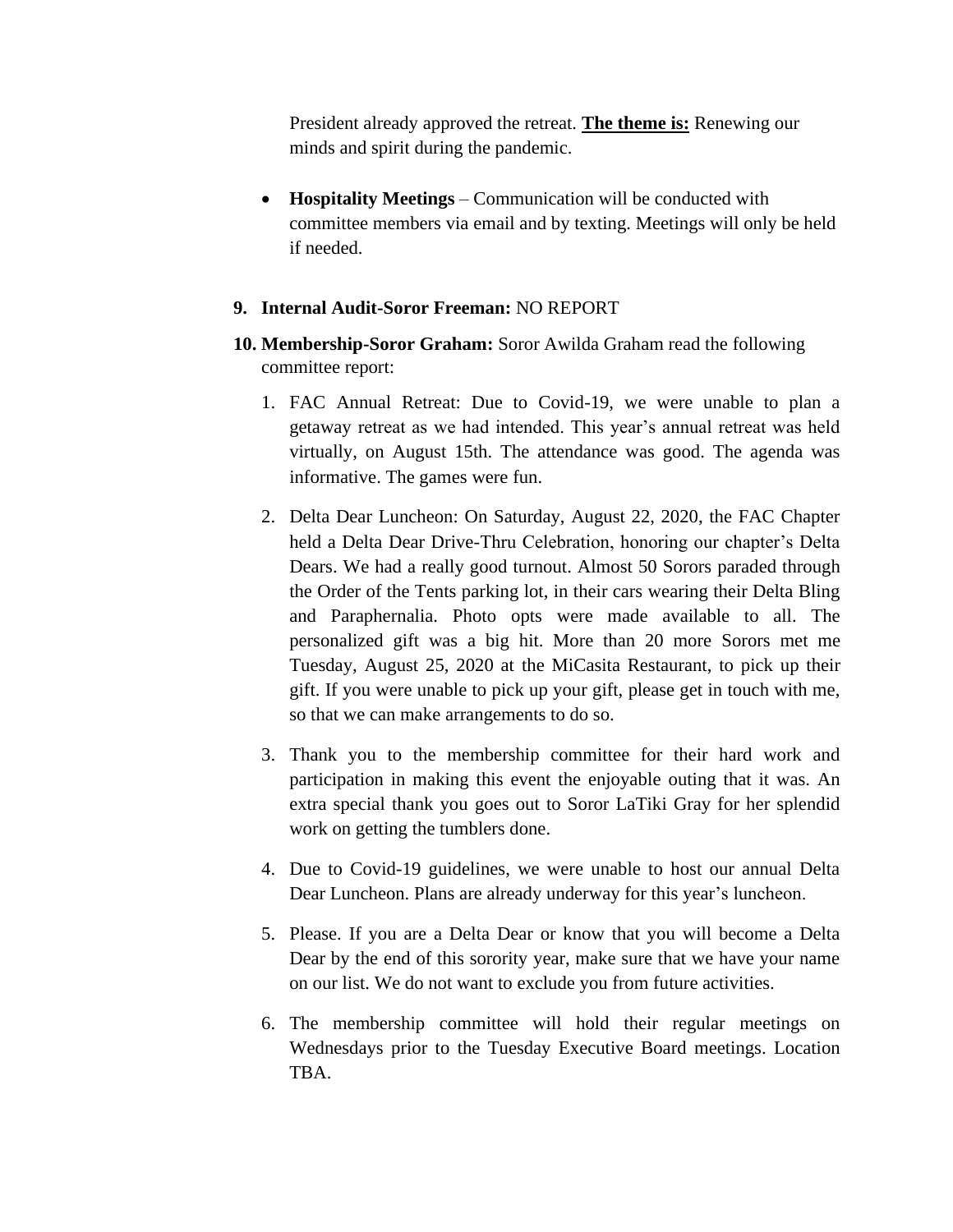President already approved the retreat. **<u>The theme is:</u>** Renewing our minds and spirit during the pandemic.

- **Hospitality Meetings** – Communication will be conducted with committee members via email and by texting. Meetings will only be held if needed.

9. **Internal Audit-Soror Freeman:** NO REPORT

10. **Membership-Soror Graham:** Soror Awilda Graham read the following committee report:

    1. FAC Annual Retreat: Due to Covid-19, we were unable to plan a getaway retreat as we had intended. This year's annual retreat was held virtually, on August 15th. The attendance was good. The agenda was informative. The games were fun.

    2. Delta Dear Luncheon: On Saturday, August 22, 2020, the FAC Chapter held a Delta Dear Drive-Thru Celebration, honoring our chapter's Delta Dears. We had a really good turnout. Almost 50 Sorors paraded through the Order of the Tents parking lot, in their cars wearing their Delta Bling and Paraphernalia. Photo opts were made available to all. The personalized gift was a big hit. More than 20 more Sorors met me Tuesday, August 25, 2020 at the MiCasita Restaurant, to pick up their gift. If you were unable to pick up your gift, please get in touch with me, so that we can make arrangements to do so.

    3. Thank you to the membership committee for their hard work and participation in making this event the enjoyable outing that it was. An extra special thank you goes out to Soror LaTiki Gray for her splendid work on getting the tumblers done.

    4. Due to Covid-19 guidelines, we were unable to host our annual Delta Dear Luncheon. Plans are already underway for this year's luncheon.

    5. Please. If you are a Delta Dear or know that you will become a Delta Dear by the end of this sorority year, make sure that we have your name on our list. We do not want to exclude you from future activities.

    6. The membership committee will hold their regular meetings on Wednesdays prior to the Tuesday Executive Board meetings. Location TBA.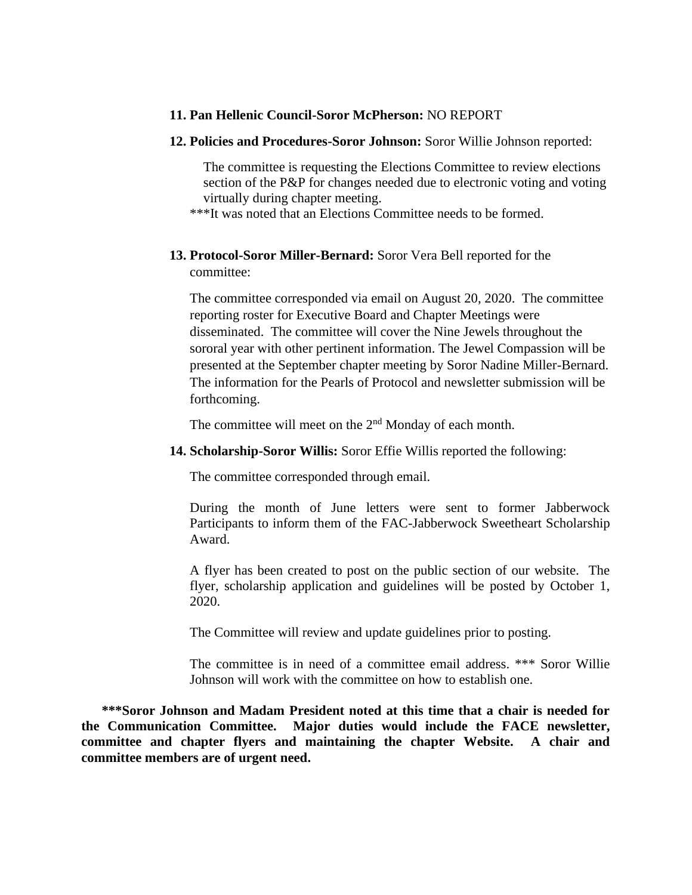11. **Pan Hellenic Council-Soror McPherson:** NO REPORT

12. **Policies and Procedures-Soror Johnson:** Soror Willie Johnson reported:

    The committee is requesting the Elections Committee to review elections section of the P&P for changes needed due to electronic voting and voting virtually during chapter meeting.

    ***It was noted that an Elections Committee needs to be formed.

13. **Protocol-Soror Miller-Bernard:** Soror Vera Bell reported for the committee:

    The committee corresponded via email on August 20, 2020. The committee reporting roster for Executive Board and Chapter Meetings were disseminated. The committee will cover the Nine Jewels throughout the sororal year with other pertinent information. The Jewel Compassion will be presented at the September chapter meeting by Soror Nadine Miller-Bernard. The information for the Pearls of Protocol and newsletter submission will be forthcoming.

    The committee will meet on the 2nd Monday of each month.

14. **Scholarship-Soror Willis:** Soror Effie Willis reported the following:

    The committee corresponded through email.

    During the month of June letters were sent to former Jabberwock Participants to inform them of the FAC-Jabberwock Sweetheart Scholarship Award.

    A flyer has been created to post on the public section of our website. The flyer, scholarship application and guidelines will be posted by October 1, 2020.

    The Committee will review and update guidelines prior to posting.

    The committee is in need of a committee email address. *** Soror Willie Johnson will work with the committee on how to establish one.

**\*\*\*Soror Johnson and Madam President noted at this time that a chair is needed for the Communication Committee. Major duties would include the FACE newsletter, committee and chapter flyers and maintaining the chapter Website. A chair and committee members are of urgent need.**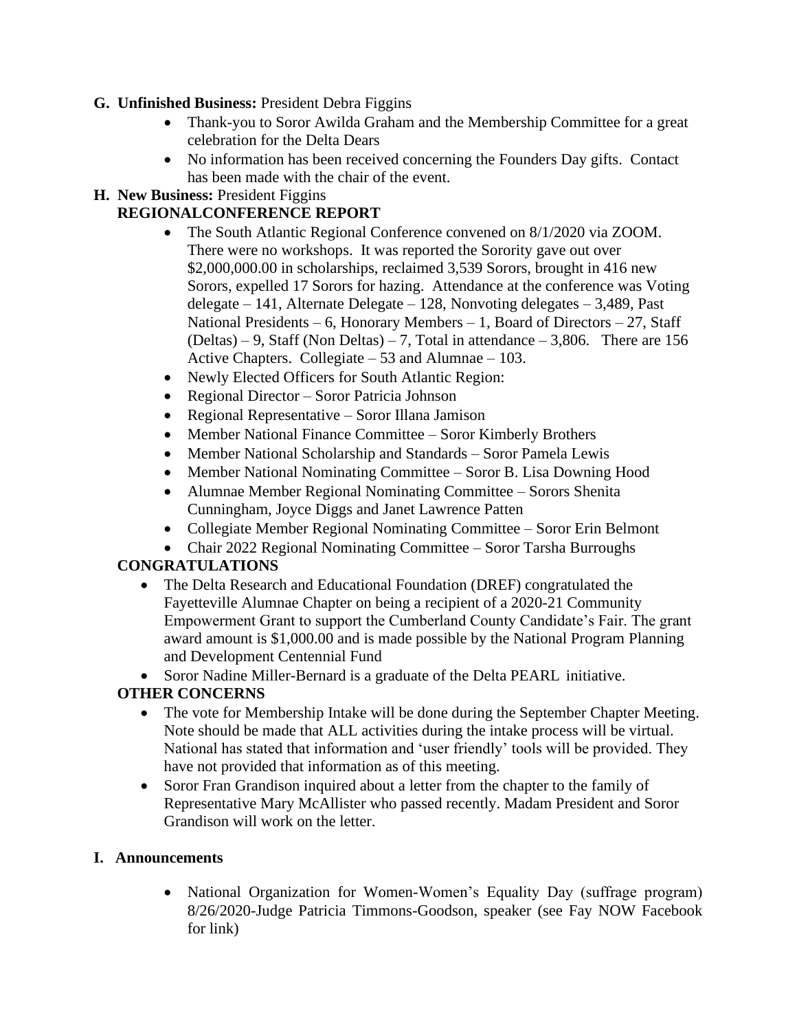**G. Unfinished Business:** President Debra Figgins

- Thank-you to Soror Awilda Graham and the Membership Committee for a great celebration for the Delta Dears
- No information has been received concerning the Founders Day gifts. Contact has been made with the chair of the event.

**H. New Business:** President Figgins

**REGIONALCONFERENCE REPORT**

- The South Atlantic Regional Conference convened on 8/1/2020 via ZOOM. There were no workshops. It was reported the Sorority gave out over $2,000,000.00 in scholarships, reclaimed 3,539 Sorors, brought in 416 new Sorors, expelled 17 Sorors for hazing. Attendance at the conference was Voting delegate – 141, Alternate Delegate – 128, Nonvoting delegates – 3,489, Past National Presidents – 6, Honorary Members – 1, Board of Directors – 27, Staff (Deltas) – 9, Staff (Non Deltas) – 7, Total in attendance – 3,806. There are 156 Active Chapters. Collegiate – 53 and Alumnae – 103.
- Newly Elected Officers for South Atlantic Region:
- Regional Director – Soror Patricia Johnson
- Regional Representative – Soror Illana Jamison
- Member National Finance Committee – Soror Kimberly Brothers
- Member National Scholarship and Standards – Soror Pamela Lewis
- Member National Nominating Committee – Soror B. Lisa Downing Hood
- Alumnae Member Regional Nominating Committee – Sorors Shenita Cunningham, Joyce Diggs and Janet Lawrence Patten
- Collegiate Member Regional Nominating Committee – Soror Erin Belmont
- Chair 2022 Regional Nominating Committee – Soror Tarsha Burroughs

**CONGRATULATIONS**

- The Delta Research and Educational Foundation (DREF) congratulated the Fayetteville Alumnae Chapter on being a recipient of a 2020-21 Community Empowerment Grant to support the Cumberland County Candidate's Fair. The grant award amount is $1,000.00 and is made possible by the National Program Planning and Development Centennial Fund
- Soror Nadine Miller-Bernard is a graduate of the Delta PEARL initiative.

**OTHER CONCERNS**

- The vote for Membership Intake will be done during the September Chapter Meeting. Note should be made that ALL activities during the intake process will be virtual. National has stated that information and 'user friendly' tools will be provided. They have not provided that information as of this meeting.
- Soror Fran Grandison inquired about a letter from the chapter to the family of Representative Mary McAllister who passed recently. Madam President and Soror Grandison will work on the letter.

**I. Announcements**

- National Organization for Women-Women's Equality Day (suffrage program) 8/26/2020-Judge Patricia Timmons-Goodson, speaker (see Fay NOW Facebook for link)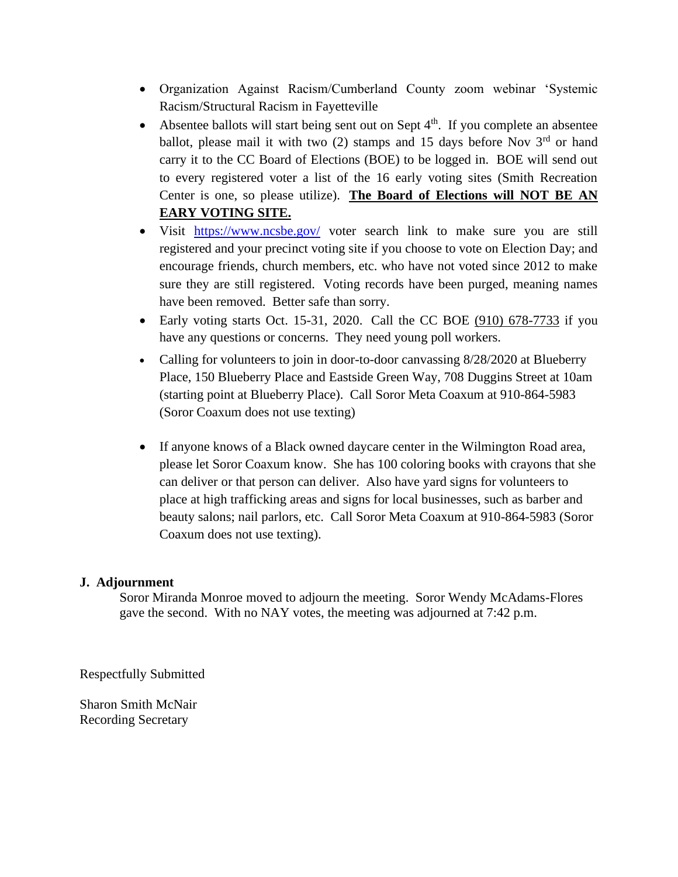- Organization Against Racism/Cumberland County zoom webinar 'Systemic Racism/Structural Racism in Fayetteville
- Absentee ballots will start being sent out on Sept 4th. If you complete an absentee ballot, please mail it with two (2) stamps and 15 days before Nov 3rd or hand carry it to the CC Board of Elections (BOE) to be logged in. BOE will send out to every registered voter a list of the 16 early voting sites (Smith Recreation Center is one, so please utilize). **The Board of Elections will NOT BE AN EARY VOTING SITE.**
- Visit https://www.ncsbe.gov/ voter search link to make sure you are still registered and your precinct voting site if you choose to vote on Election Day; and encourage friends, church members, etc. who have not voted since 2012 to make sure they are still registered. Voting records have been purged, meaning names have been removed. Better safe than sorry.
- Early voting starts Oct. 15-31, 2020. Call the CC BOE (910) 678-7733 if you have any questions or concerns. They need young poll workers.
- Calling for volunteers to join in door-to-door canvassing 8/28/2020 at Blueberry Place, 150 Blueberry Place and Eastside Green Way, 708 Duggins Street at 10am (starting point at Blueberry Place). Call Soror Meta Coaxum at 910-864-5983 (Soror Coaxum does not use texting)
- If anyone knows of a Black owned daycare center in the Wilmington Road area, please let Soror Coaxum know. She has 100 coloring books with crayons that she can deliver or that person can deliver. Also have yard signs for volunteers to place at high trafficking areas and signs for local businesses, such as barber and beauty salons; nail parlors, etc. Call Soror Meta Coaxum at 910-864-5983 (Soror Coaxum does not use texting).

## J. Adjournment

Soror Miranda Monroe moved to adjourn the meeting. Soror Wendy McAdams-Flores gave the second. With no NAY votes, the meeting was adjourned at 7:42 p.m.

Respectfully Submitted

Sharon Smith McNair
Recording Secretary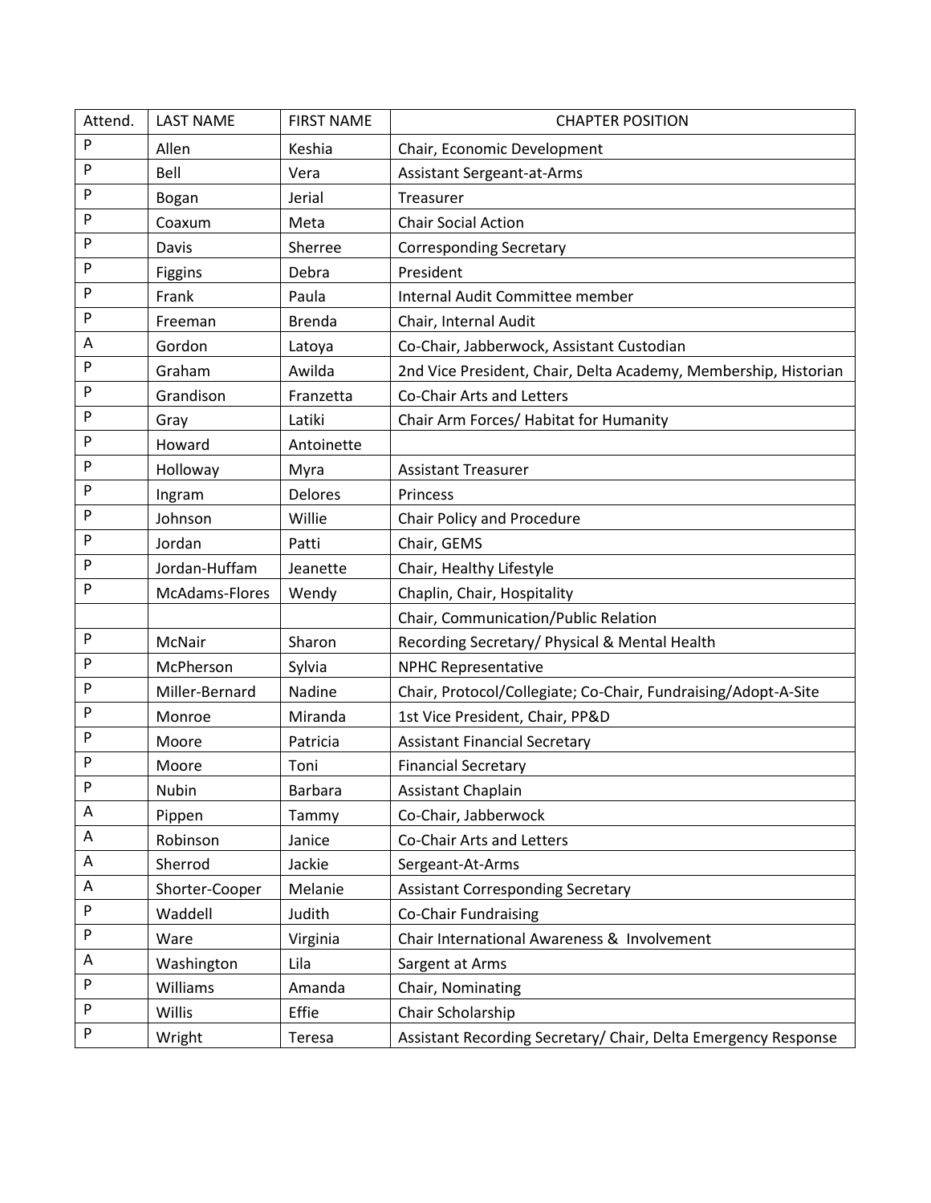| Attend. | LAST NAME | FIRST NAME | CHAPTER POSITION |
|---|---|---|---|
| P | Allen | Keshia | Chair, Economic Development |
| P | Bell | Vera | Assistant Sergeant-at-Arms |
| P | Bogan | Jerial | Treasurer |
| P | Coaxum | Meta | Chair Social Action |
| P | Davis | Sherree | Corresponding Secretary |
| P | Figgins | Debra | President |
| P | Frank | Paula | Internal Audit Committee member |
| P | Freeman | Brenda | Chair, Internal Audit |
| A | Gordon | Latoya | Co-Chair, Jabberwock, Assistant Custodian |
| P | Graham | Awilda | 2nd Vice President, Chair, Delta Academy, Membership, Historian |
| P | Grandison | Franzetta | Co-Chair Arts and Letters |
| P | Gray | Latiki | Chair Arm Forces/ Habitat for Humanity |
| P | Howard | Antoinette | |
| P | Holloway | Myra | Assistant Treasurer |
| P | Ingram | Delores | Princess |
| P | Johnson | Willie | Chair Policy and Procedure |
| P | Jordan | Patti | Chair, GEMS |
| P | Jordan-Huffam | Jeanette | Chair, Healthy Lifestyle |
| P | McAdams-Flores | Wendy | Chaplin, Chair, Hospitality |
| | | | Chair, Communication/Public Relation |
| P | McNair | Sharon | Recording Secretary/ Physical & Mental Health |
| P | McPherson | Sylvia | NPHC Representative |
| P | Miller-Bernard | Nadine | Chair, Protocol/Collegiate; Co-Chair, Fundraising/Adopt-A-Site |
| P | Monroe | Miranda | 1st Vice President, Chair, PP&D |
| P | Moore | Patricia | Assistant Financial Secretary |
| P | Moore | Toni | Financial Secretary |
| P | Nubin | Barbara | Assistant Chaplain |
| A | Pippen | Tammy | Co-Chair, Jabberwock |
| A | Robinson | Janice | Co-Chair Arts and Letters |
| A | Sherrod | Jackie | Sergeant-At-Arms |
| A | Shorter-Cooper | Melanie | Assistant Corresponding Secretary |
| P | Waddell | Judith | Co-Chair Fundraising |
| P | Ware | Virginia | Chair International Awareness & Involvement |
| A | Washington | Lila | Sargent at Arms |
| P | Williams | Amanda | Chair, Nominating |
| P | Willis | Effie | Chair Scholarship |
| P | Wright | Teresa | Assistant Recording Secretary/ Chair, Delta Emergency Response |